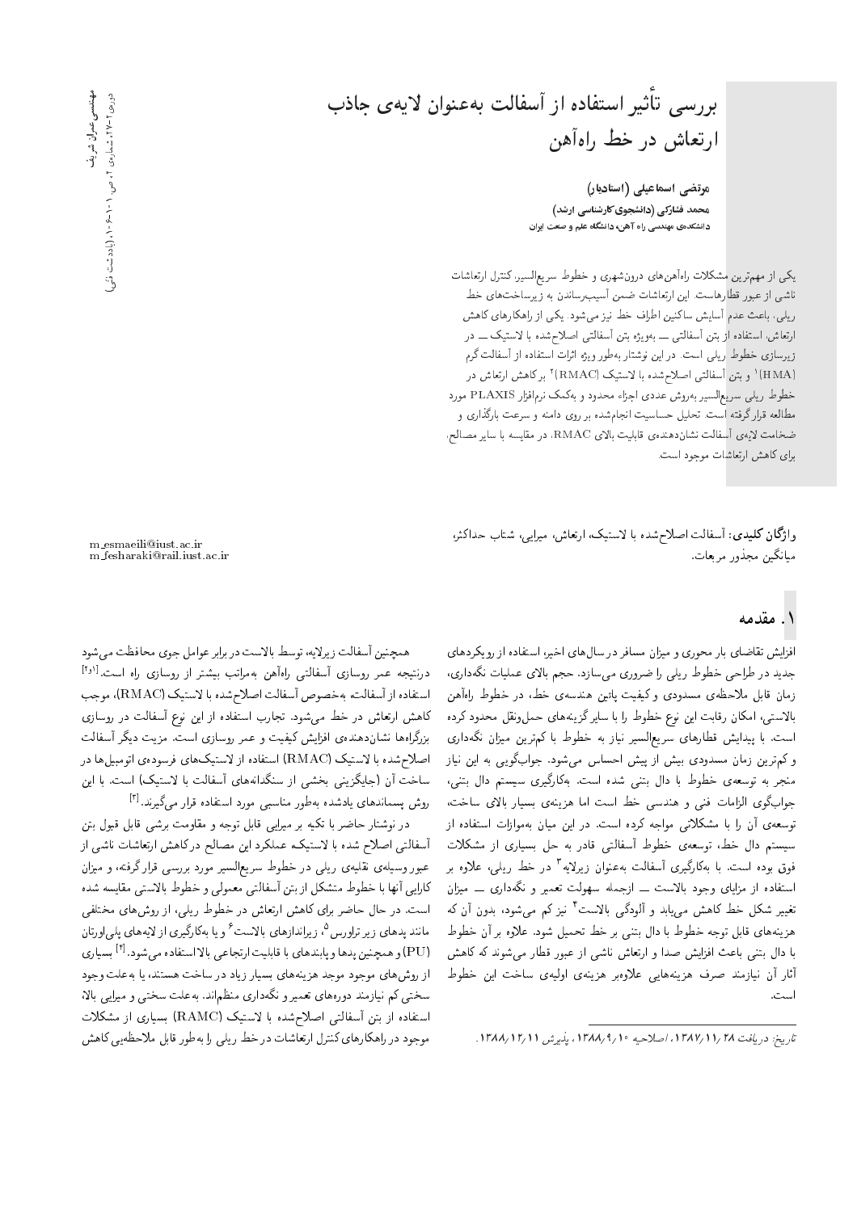# بررسی تأثیر استفاده از آسفالت به‌عنوان لایه‌ی جاذب ارتعاش در خط راه‌آهن

**مرتضی اسماعیلی (استادیار)**
**محمد فشارکی (دانشجوی کارشناسی ارشد)**
دانشکده‌ی مهندسی راه آهن، دانشگاه علم و صنعت ایران

یکی از مهم‌ترین مشکلات راه‌آهن‌های درون‌شهری و خطوط سریع‌السیر، کنترل ارتعاشات ناشی از عبور قطارهاست. این ارتعاشات ضمن آسیب‌رساندن به زیرساخت‌های خط ریلی، باعث عدم آسایش ساکنین اطراف خط نیز می‌شود. یکی از راهکارهای کاهش ارتعاش، استفاده از بتن آسفالتی ــ به‌ویژه بتن آسفالتی اصلاح‌شده با لاستیک ــ در زیرسازی خطوط ریلی است. در این نوشتار به‌طور ویژه اثرات استفاده از آسفالت گرم (HMA)[1] و بتن آسفالتی اصلاح‌شده با لاستیک (RMAC)[2] بر کاهش ارتعاش در خطوط ریلی سریع‌السیر به‌روش عددی اجزاء محدود و به‌کمک نرم‌افزار PLAXIS مورد مطالعه قرار گرفته است. تحلیل حساسیت انجام‌شده بر روی دامنه و سرعت بارگذاری و ضخامت لایه‌ی آسفالت نشان‌دهنده‌ی قابلیت بالای RMAC، در مقایسه با سایر مصالح، برای کاهش ارتعاشات موجود است.

**واژگان کلیدی:** آسفالت اصلاح‌شده با لاستیک، ارتعاش، میرایی، شتاب حداکثر، میانگین مجذور مربعات.

m_esmaeili@iust.ac.ir
m_fesharaki@rail.iust.ac.ir

## ۱. مقدمه

افزایش تقاضای بار محوری و میزان مسافر در سال‌های اخیر، استفاده از رویکردهای جدید در طراحی خطوط ریلی را ضروری می‌سازد. حجم بالای عملیات نگه‌داری، زمان قابل ملاحظه‌ی مسدودی و کیفیت پائین هندسه‌ی خط، در خطوط راه‌آهن بالاستی، امکان رقابت این نوع خطوط را با سایر گزینه‌های حمل‌ونقل محدود کرده است. با پیدایش قطارهای سریع‌السیر نیاز به خطوط با کم‌ترین میزان نگه‌داری و کم‌ترین زمان مسدودی بیش از پیش احساس می‌شود. جواب‌گویی به این نیاز منجر به توسعه‌ی خطوط با دال بتنی شده است. به‌کارگیری سیستم دال بتنی، جواب‌گوی الزامات فنی و هندسی خط است اما هزینه‌ی بسیار بالای ساخت، توسعه‌ی آن را با مشکلاتی مواجه کرده است. در این میان به‌موازات استفاده از سیستم دال خط، توسعه‌ی خطوط آسفالتی قادر به حل بسیاری از مشکلات فوق بوده است. با به‌کارگیری آسفالت به‌عنوان زیرلایه[3] در خط ریلی، علاوه بر استفاده از مزایای وجود بالاست ــ ازجمله سهولت تعمیر و نگه‌داری ــ میزان تغییر شکل خط کاهش می‌یابد و آلودگی بالاست[4] نیز کم می‌شود، بدون آن که هزینه‌های قابل توجه خطوط با دال بتنی بر خط تحمیل شود. علاوه بر آن خطوط با دال بتنی باعث افزایش صدا و ارتعاش ناشی از عبور قطار می‌شوند که کاهش آثار آن نیازمند صرف هزینه‌هایی علاوه‌بر هزینه‌ی اولیه‌ی ساخت این خطوط است.

همچنین آسفالت زیرلایه، توسط بالاست در برابر عوامل جوی محافظت می‌شود درنتیجه عمر روسازی آسفالتی راه‌آهن به‌مراتب بیشتر از روسازی راه است.[1و2] استفاده از آسفالت، به‌خصوص آسفالت اصلاح‌شده با لاستیک (RMAC)، موجب کاهش ارتعاش در خط می‌شود. تجارب استفاده از این نوع آسفالت در روسازی بزرگراه‌ها نشان‌دهنده‌ی افزایش کیفیت و عمر روسازی است. مزیت دیگر آسفالت اصلاح‌شده با لاستیک (RMAC) استفاده از لاستیک‌های فرسوده‌ی اتومبیل‌ها در ساخت آن (جایگزینی بخشی از سنگدانه‌های آسفالت با لاستیک) است. با این روش پسماندهای یادشده به‌طور مناسبی مورد استفاده قرار می‌گیرند.[3]

در نوشتار حاضر با تکیه بر میرایی قابل توجه و مقاومت برشی قابل قبول بتن آسفالتی اصلاح شده با لاستیک، عملکرد این مصالح در کاهش ارتعاشات ناشی از عبور وسیله‌ی نقلیه‌ی ریلی در خطوط سریع‌السیر مورد بررسی قرار گرفته، و میزان کارایی آنها با خطوط متشکل از بتن آسفالتی معمولی و خطوط بالاستی مقایسه شده است. در حال حاضر برای کاهش ارتعاش در خطوط ریلی، از روش‌های مختلفی مانند پدهای زیر تراورس[5]، زیراندازهای بالاست[6] و یا به‌کارگیری از لایه‌های پلی‌اورتان (PU) و همچنین پدها و پابندهای با قابلیت ارتجاعی بالا استفاده می‌شود.[4] بسیاری از روش‌های موجود هزینه‌های بسیار زیاد در ساخت هستند، یا به‌علت وجود سختی کم نیازمند دوره‌های تعمیر و نگه‌داری منظم‌اند. به‌علت سختی و میرایی بالا، استفاده از بتن آسفالتی اصلاح‌شده با لاستیک (RAMC) بسیاری از مشکلات موجود در راهکارهای کنترل ارتعاشات در خط ریلی را به‌طور قابل ملاحظه‌یی کاهش

تاریخ: دریافت ۱۳۸۷/۱۱/۲۸، اصلاحیه ۱۳۸۸/۹/۱۰، پذیرش ۱۳۸۸/۱۲/۱۱.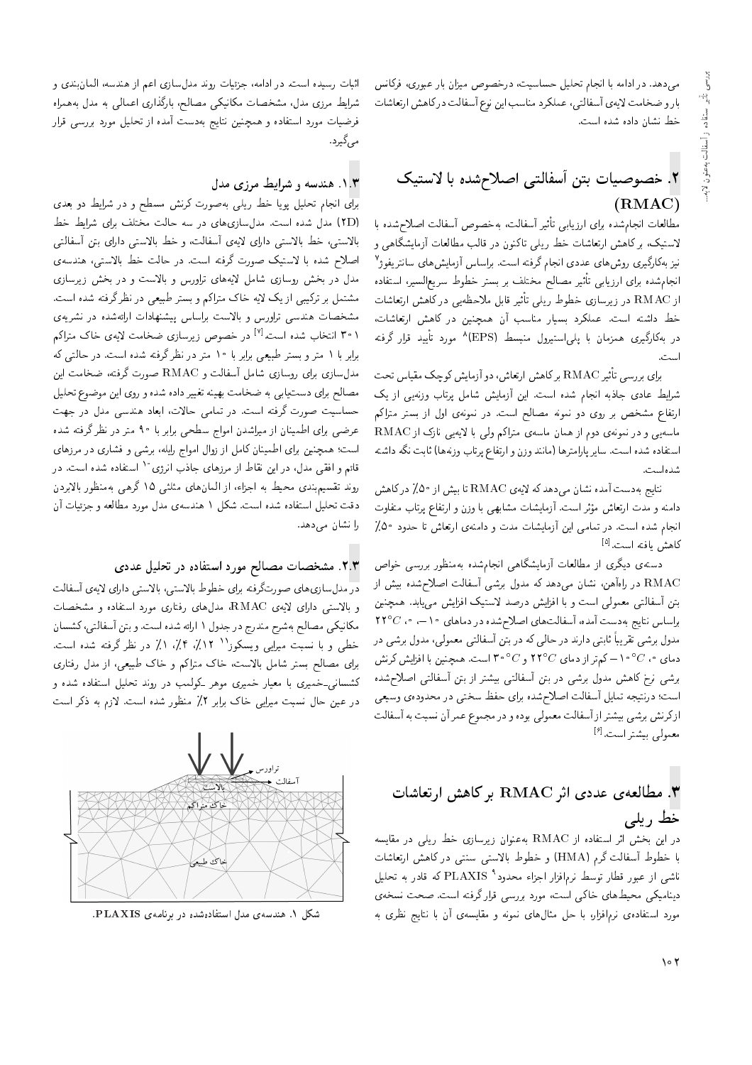می‌دهد. در ادامه با انجام تحلیل حساسیت، درخصوص میزان بار عبوری، فرکانس بار و ضخامت لایه‌ی آسفالتی، عملکرد مناسب این نوع آسفالت در کاهش ارتعاشات خط نشان داده شده است.

## ۲. خصوصیات بتن آسفالتی اصلاح‌شده با لاستیک (RMAC)

مطالعات انجام‌شده برای ارزیابی تأثیر آسفالت، به‌خصوص آسفالت اصلاح‌شده با لاستیک، بر کاهش ارتعاشات خط ریلی تاکنون در قالب مطالعات آزمایشگاهی و نیز به‌کارگیری روش‌های عددی انجام گرفته است. براساس آزمایش‌های سانتریفوژ[۷] انجام‌شده برای ارزیابی تأثیر مصالح مختلف بر بستر خطوط سریع‌السیر، استفاده از RMAC در زیرسازی خطوط ریلی تأثیر قابل ملاحظه‌یی در کاهش ارتعاشات خط داشته است. عملکرد بسیار مناسب آن همچنین در کاهش ارتعاشات، در به‌کارگیری همزمان با پلی‌استیرول منبسط (EPS)[۸] مورد تأیید قرار گرفته است.

برای بررسی تأثیر RMAC بر کاهش ارتعاش، دو آزمایش کوچک مقیاس تحت شرایط عادی جاذبه انجام شده است. این آزمایش شامل پرتاب وزنه‌یی از یک ارتفاع مشخص بر روی دو نمونه مصالح است. در نمونه‌ی اول از بستر متراکم ماسه‌یی و در نمونه‌ی دوم از همان ماسه‌ی متراکم ولی با لایه‌یی نازک از RMAC استفاده شده است. سایر پارامترها (مانند وزن و ارتفاع پرتاب وزنه‌ها) ثابت نگه داشته شده‌است.

نتایج به‌دست‌آمده نشان می‌دهد که لایه‌ی RMAC تا بیش از ۵۰٪ در کاهش دامنه و مدت ارتعاش مؤثر است. آزمایشات مشابهی با وزن و ارتفاع پرتاب متفاوت انجام شده است. در تمامی این آزمایشات مدت و دامنه‌ی ارتعاش تا حدود ۵۰٪ کاهش یافته است.[۵]

دسته‌ی دیگری از مطالعات آزمایشگاهی انجام‌شده به‌منظور بررسی خواص RMAC در راه‌آهن، نشان می‌دهد که مدول برشی آسفالت اصلاح‌شده بیش از بتن آسفالتی معمولی است و با افزایش درصد لاستیک افزایش می‌یابد. همچنین براساس نتایج به‌دست آمده، آسفالت‌های اصلاح‌شده در دماهای ۱۰-، ۰، $22^{\circ}C$ مدول برشی تقریباً ثابتی دارند در حالی که در بتن آسفالتی معمولی، مدول برشی در دمای ۰، $-10^{\circ}C$ کم‌تر از دمای $22^{\circ}C$ و $30^{\circ}C$ است. همچنین با افزایش کرنش برشی نرخ کاهش مدول برشی در بتن آسفالتی بیشتر از بتن آسفالتی اصلاح‌شده است؛ درنتیجه تمایل آسفالت اصلاح‌شده برای حفظ سختی در محدوده‌ی وسیعی از کرنش برشی بیشتر از آسفالت معمولی بوده و در مجموع عمر آن نسبت به آسفالت معمولی بیشتر است.[۶]

## ۳. مطالعه‌ی عددی اثر RMAC بر کاهش ارتعاشات خط ریلی

در این بخش اثر استفاده از RMAC به‌عنوان زیرسازی خط ریلی در مقایسه با خطوط آسفالت گرم (HMA) و خطوط بالاستی سنتی در کاهش ارتعاشات ناشی از عبور قطار توسط نرم‌افزار اجزاء محدود[۹] PLAXIS که قادر به تحلیل دینامیکی محیط‌های خاکی است، مورد بررسی قرار گرفته است. صحت نسخه‌ی مورد استفاده‌ی نرم‌افزار، با حل مثال‌های نمونه و مقایسه‌ی آن با نتایج نظری به اثبات رسیده است. در ادامه، جزئیات روند مدل‌سازی اعم از هندسه، المان‌بندی و شرایط مرزی مدل، مشخصات مکانیکی مصالح، بارگذاری اعمالی به مدل به‌همراه فرضیات مورد استفاده و همچنین نتایج به‌دست آمده از تحلیل مورد بررسی قرار می‌گیرد.

### ۱.۳. هندسه و شرایط مرزی مدل

برای انجام تحلیل پویا خط ریلی به‌صورت کرنش مسطح و در شرایط دو بعدی (2D) مدل شده است. مدل‌سازی‌های در سه حالت مختلف برای شرایط خط بالاستی، خط بالاستی دارای لایه‌ی آسفالت، و خط بالاستی دارای بتن آسفالتی اصلاح شده با لاستیک صورت گرفته است. در حالت خط بالاستی، هندسه‌ی مدل در بخش روسازی شامل لایه‌های تراورس و بالاست و در بخش زیرسازی مشتمل بر ترکیبی از یک لایه خاک متراکم و بستر طبیعی در نظرگرفته شده است. مشخصات هندسی تراورس و بالاست براساس پیشنهادات ارائه‌شده در نشریه‌ی ۳۰۱ انتخاب شده است.[۷] در خصوص زیرسازی ضخامت لایه‌ی خاک متراکم برابر با ۱ متر و بستر طبیعی برابر با ۱۰ متر در نظر گرفته شده است. در حالتی که مدل‌سازی برای روسازی شامل آسفالت و RMAC صورت گرفته، ضخامت این مصالح برای دستیابی به ضخامت بهینه تغییر داده شده و روی این موضوع تحلیل حساسیت صورت گرفته است. در تمامی حالات، ابعاد هندسی مدل در جهت عرضی برای اطمینان از میراشدن امواج سطحی برابر با ۹۰ متر در نظر گرفته شده است؛ همچنین برای اطمینان کامل از زوال امواج رایله، برشی و فشاری در مرزهای قائم و افقی مدل، در این نقاط از مرزهای جاذب انرژی[۱۰] استفاده شده است. در روند تقسیم‌بندی محیط به اجزاء، از المان‌های مثلثی ۱۵ گرهی به‌منظور بالابردن دقت تحلیل استفاده شده است. شکل ۱ هندسه‌ی مدل مورد مطالعه و جزئیات آن را نشان می‌دهد.

### ۲.۳. مشخصات مصالح مورد استفاده در تحلیل عددی

در مدل‌سازی‌های صورت‌گرفته برای خطوط بالاستی، بالاستی دارای لایه‌ی آسفالت و بالاستی دارای لایه‌ی RMAC، مدل‌های رفتاری مورد استفاده و مشخصات مکانیکی مصالح به‌شرح مندرج در جدول ۱ ارائه شده است. و بتن آسفالتی، کشسان خطی و با نسبت میرایی ویسکوز[۱۱] ۱۲٪، ۴٪، ۱٪ در نظر گرفته شده است. برای مصالح بستر شامل بالاست، خاک متراکم و خاک طبیعی، از مدل رفتاری کشسانی-خمیری با معیار خمیری موهر-کولمب در روند تحلیل استفاده شده و در عین حال نسبت میرایی خاک برابر ۲٪ منظور شده است. لازم به ذکر است

شکل ۱. هندسه‌ی مدل استفاده‌شده در برنامه‌ی PLAXIS.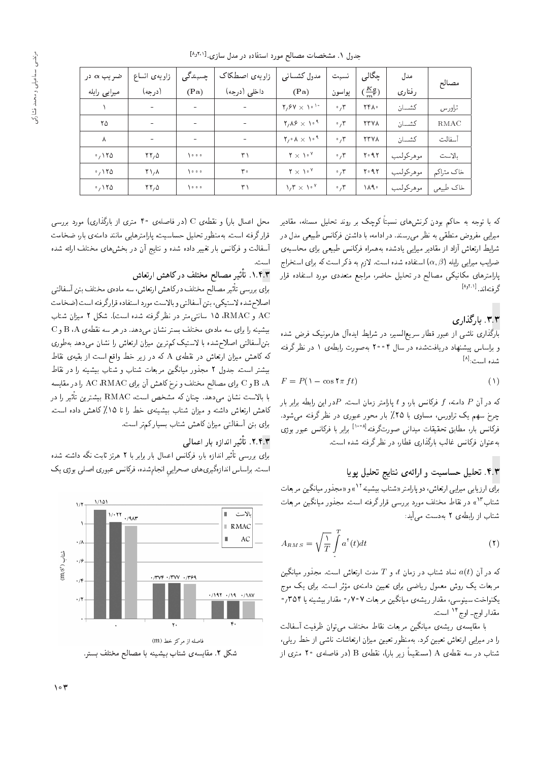جدول ۱. مشخصات مصالح مورد استفاده در مدل سازی.[۲۰،۸]

| مصالح | مدل رفتاری | چگالی ($\frac{Kg}{m^3}$) | نسبت پواسون | مدول کشسانی (Pa) | زاویه‌ی اصطکاک داخلی (درجه) | چسبندگی (Pa) | زاویه‌ی اتساع (درجه) | ضریب α در میرایی رایله |
|---|---|---|---|---|---|---|---|---|
| تراورس | کشسان | ۲۴۸۰ | ۰٫۳ | $۲٫۶۷ \times ۱۰^{۱۰}$ | - | - | - | ۱ |
| RMAC | کشسان | ۲۳۷۸ | ۰٫۳ | $۲٫۸۶ \times ۱۰^{۹}$ | - | - | - | ۲۵ |
| آسفالت | کشسان | ۲۳۷۸ | ۰٫۳ | $۲٫۰۸ \times ۱۰^{۹}$ | - | - | - | ۸ |
| بالاست | موهرکولمب | ۲۰۹۲ | ۰٫۳ | $۲ \times ۱۰^{۷}$ | ۳۱ | ۱۰۰۰ | ۲۲٫۵ | ۰٫۱۲۵ |
| خاک متراکم | موهرکولمب | ۲۰۹۲ | ۰٫۳ | $۲ \times ۱۰^{۷}$ | ۳۰ | ۱۰۰۰ | ۲۱٫۸ | ۰٫۱۲۵ |
| خاک طبیعی | موهرکولمب | ۱۸۹۰ | ۰٫۳ | $۱٫۳ \times ۱۰^{۷}$ | ۳۱ | ۱۰۰۰ | ۲۲٫۵ | ۰٫۱۲۵ |

که با توجه به حاکم بودن کرنش‌های نسبتاً کوچک بر روند تحلیل مسئله، مقادیر میرایی مفروض منطقی به نظر می‌رسند. در ادامه، با داشتن فرکانس طبیعی مدل در شرایط ارتعاش آزاد از مقادیر میرایی یادشده به‌همراه فرکانس طبیعی برای محاسبه‌ی ضرایب میرایی رایله $(\alpha, \beta)$ استفاده شده است. لازم به ذکر است که برای استخراج پارامترهای مکانیکی مصالح در تحلیل حاضر، مراجع متعددی مورد استفاده قرار گرفته‌اند.[۲۰،۸]

### ۳.۳. بارگذاری

بارگذاری ناشی از عبور قطار سریع‌السیر، در شرایط ایده‌آل هارمونیک فرض شده و براساس پیشنهاد دریافت‌شده در سال ۲۰۰۴ به‌صورت رابطه‌ی ۱ در نظر گرفته شده است:[۸]

$$F = P(1 - \cos 2\pi f t) \tag{1}$$

که در آن $P$ دامنه، $f$ فرکانس بار، و $t$ پارامتر زمان است. $P$در این رابطه برابر بار چرخ سهم یک تراورس، مساوی با ۲۵٪ بار محور عبوری در نظر گرفته می‌شود. فرکانس بار، مطابق تحقیقات میدانی صورت‌گرفته[۸-۱۰] برابر با فرکانس عبور بوژی به‌عنوان فرکانس غالب بارگذاری قطار، در نظر گرفته شده است.

### ۴.۳. تحلیل حساسیت و ارائه‌ی نتایج تحلیل پویا

برای ارزیابی میرایی ارتعاش، دو پارامتر «شتاب بیشینه[۱۲]» و «مجذور میانگین مربعات شتاب[۱۳]» در نقاط مختلف مورد بررسی قرار گرفته است. مجذور میانگین مربعات شتاب از رابطه‌ی ۲ به‌دست می‌آید:

$$A_{RMS} = \sqrt{\frac{1}{T}\int_{0}^{T} a^{2}(t)dt} \tag{2}$$

که در آن $a(t)$ نماد شتاب در زمان $t$، و $T$ مدت ارتعاش است. مجذور میانگین مربعات یک روش معمول ریاضی برای تعیین دامنه‌ی مؤثر است. برای یک موج یکنواخت سینوسی، مقدار ریشه‌ی میانگین مربعات ۰٫۷۰۷ مقدار بیشینه یا ۰٫۳۵۴ مقدار اوج ـ اوج[۱۴] است.

با مقایسه‌ی ریشه‌ی میانگین مربعات نقاط مختلف می‌توان ظرفیت آسفالت را در میرایی ارتعاش تعیین کرد. به‌منظور تعیین میزان ارتعاشات ناشی از خط ریلی، شتاب در سه نقطه‌ی A (مستقیماً زیر بار)، نقطه‌ی B (در فاصله‌ی ۲۰ متری از محل اعمال بار) و نقطه‌ی C (در فاصله‌ی ۴۰ متری از بارگذاری) مورد بررسی قرار گرفته است. به‌منظور تحلیل حساسیت پارامترهایی مانند دامنه‌ی بار، ضخامت آسفالت و فرکانس بار تغییر داده شده و نتایج آن در بخش‌های مختلف ارائه شده است.

#### ۱.۴.۳. تأثیر مصالح مختلف در کاهش ارتعاش

برای بررسی تأثیر مصالح مختلف در کاهش ارتعاش، سه ماده‌ی مختلف بتن آسفالتی اصلاح‌شده لاستیکی، بتن آسفالتی و بالاست مورد استفاده قرارگرفته است (ضخامت AC و RMAC، ۱۵ سانتی‌متر در نظر گرفته شده است). شکل ۲ میزان شتاب بیشینه را برای سه ماده‌ی مختلف بستر نشان می‌دهد. در هر سه نقطه‌ی A، B و C بتن‌آسفالتی اصلاح‌شده با لاستیک کم‌ترین میزان ارتعاش را نشان می‌دهد به‌طوری که کاهش میزان ارتعاش در نقطه‌ی A که در زیر خط واقع است از بقیه‌ی نقاط بیشتر است. جدول ۲ مجذور میانگین مربعات شتاب و شتاب بیشینه را در نقاط A، B و C برای مصالح مختلف و نرخ کاهش آن برای RMAC، AC را در مقایسه با بالاست نشان می‌دهد. چنان که مشخص است، RMAC بیشترین تأثیر را در کاهش ارتعاش داشته و میزان شتاب بیشینه‌ی خط را تا ۱۵٪ کاهش داده است. برای بتن آسفالتی میزان کاهش شتاب بسیارکم‌تر است.

#### ۲.۴.۳. تأثیر اندازه بار اعمالی

برای بررسی تأثیر اندازه بار، فرکانس اعمال بار برابر با ۲ هرتز ثابت نگه داشته شده است. براساس اندازه‌گیری‌های صحرایی انجام‌شده، فرکانس عبوری اصلی بوژی یک

شکل ۲. مقایسه‌ی شتاب بیشینه با مصالح مختلف بستر.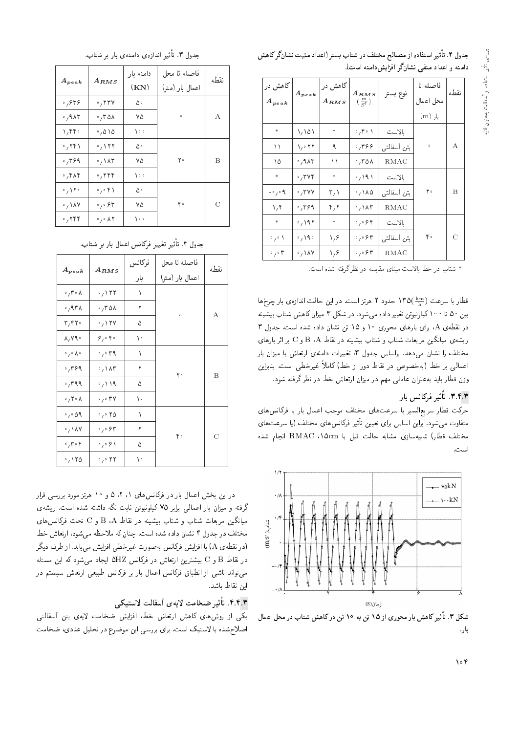جدول ۲. تأثیر استفاده از مصالح مختلف در شتاب بستر (اعداد مثبت نشان‌گر کاهش دامنه و اعداد منفی نشان‌گر افزایش دامنه است).

| نقطه | فاصله تا محل اعمال بار (m) | نوع بستر | $A_{RMS}$ $(\frac{m}{S^2})$ | کاهش در $A_{RMS}$ | $A_{peak}$ | کاهش در $A_{peak}$ |
|---|---|---|---|---|---|---|
| A | ۰ | بالاست | ۰٫۴۰۱ | * | ۱٫۱۵۱ | * |
| | | بتن آسفالتی | ۰٫۳۶۶ | ۹ | ۱٫۰۲۲ | ۱۱ |
| | | RMAC | ۰٫۳۵۸ | ۱۱ | ۰٫۹۸۳ | ۱۵ |
| B | ۲۰ | بالاست | ۰٫۱۹۱ | * | ۰٫۳۷۴ | * |
| | | بتن آسفالتی | ۰٫۱۸۵ | ۳٫۱ | ۰٫۳۷۷ | -۰٫۰۹ |
| | | RMAC | ۰٫۱۸۳ | ۴٫۲ | ۰٫۳۶۹ | ۱٫۴ |
| C | ۴۰ | بالاست | ۰٫۰۶۴ | * | ۰٫۱۹۲ | * |
| | | بتن آسفالتی | ۰٫۰۶۳ | ۱٫۶ | ۰٫۱۹۰ | ۰٫۰۱ |
| | | RMAC | ۰٫۰۶۳ | ۱٫۶ | ۰٫۱۸۷ | ۰٫۰۳ |

* شتاب در خط بالاست مبنای مقایسه در نظرگرفته شده است.

قطار با سرعت $(\frac{km}{h})$۱۳۵ حدود ۲ هرتز است. در این حالت اندازه‌ی بار چرخ‌ها بین ۵۰ تا ۱۰۰ کیلونیوتن تغییر داده می‌شود. در شکل ۳ میزان کاهش شتاب بیشینه در نقطه‌ی A، برای بارهای محوری ۱۰ و ۱۵ تن نشان داده شده است. جدول ۳ ریشه‌ی میانگین مربعات شتاب و شتاب بیشینه در نقاط A، B و C بر اثر بارهای مختلف را نشان می‌دهد. براساس جدول ۳، تغییرات دامنه‌ی ارتعاش با میزان بار اعمالی بر خط (به‌خصوص در نقاط دور از خط) کاملاً غیرخطی است. بنابراین وزن قطار باید به‌عنوان عاملی مهم در میزان ارتعاش خط در نظرگرفته شود.

### ۳.۴.۳. تأثیر فرکانس بار

حرکت قطار سریع‌السیر با سرعت‌های مختلف موجب اعمال بار با فرکانس‌های متفاوت می‌شود. براین اساس برای تعیین تأثیر فرکانس‌های مختلف (یا سرعت‌های مختلف قطار) شبیه‌سازی مشابه حالت قبل با ۱۵cm، RMAC انجام شده است.

شکل ۳. تأثیر کاهش بار محوری از ۱۵ تن به ۱۰ تن در کاهش شتاب در محل اعمال بار.

جدول ۳. تأثیر اندازه‌ی دامنه‌ی بار بر شتاب.

| نقطه | فاصله تا محل اعمال بار (متر) | دامنه بار (KN) | $A_{RMS}$ | $A_{peak}$ |
|---|---|---|---|---|
| A | ۰ | ۵۰ | ۰٫۲۳۷ | ۰٫۶۳۶ |
| | | ۷۵ | ۰٫۳۵۸ | ۰٫۹۸۳ |
| | | ۱۰۰ | ۰٫۵۱۵ | ۱٫۴۴۰ |
| B | ۲۰ | ۵۰ | ۰٫۱۲۲ | ۰٫۲۴۱ |
| | | ۷۵ | ۰٫۱۸۳ | ۰٫۳۶۹ |
| | | ۱۰۰ | ۰٫۲۴۴ | ۰٫۴۸۴ |
| C | ۴۰ | ۵۰ | ۰٫۰۴۱ | ۰٫۱۲۰ |
| | | ۷۵ | ۰٫۰۶۳ | ۰٫۱۸۷ |
| | | ۱۰۰ | ۰٫۰۸۲ | ۰٫۲۴۴ |

جدول ۴. تأثیر تغییر فرکانس اعمال بار بر شتاب.

| نقطه | فاصله تا محل اعمال بار (متر) | فرکانس بار | $A_{RMS}$ | $A_{peak}$ |
|---|---|---|---|---|
| A | ۰ | ۱ | ۰٫۱۲۲ | ۰٫۳۰۸ |
| | | ۲ | ۰٫۳۵۸ | ۰٫۹۳۸ |
| | | ۵ | ۰٫۱۲۷ | ۳٫۴۲۰ |
| | | ۱۰ | ۶٫۰۴۰ | ۸٫۷۹۰ |
| B | ۲۰ | ۱ | ۰٫۰۳۹ | ۰٫۰۸۰ |
| | | ۲ | ۰٫۱۸۳ | ۰٫۳۶۹ |
| | | ۵ | ۰٫۱۱۹ | ۰٫۳۹۹ |
| | | ۱۰ | ۰٫۰۳۷ | ۰٫۲۰۸ |
| C | ۴۰ | ۱ | ۰٫۰۲۵ | ۰٫۰۵۹ |
| | | ۲ | ۰٫۰۶۳ | ۰٫۱۸۷ |
| | | ۵ | ۰٫۰۶۱ | ۰٫۳۰۴ |
| | | ۱۰ | ۰٫۰۲۲ | ۰٫۱۲۵ |

در این بخش اعمال بار در فرکانس‌های ۱، ۲، ۵ و ۱۰ هرتز مورد بررسی قرار گرفته و میزان بار اعمالی برابر ۷۵ کیلونیوتن ثابت نگه داشته شده است. ریشه‌ی میانگین مربعات شتاب و شتاب بیشینه در نقاط A، B و C تحت فرکانس‌های مختلف در جدول ۴ نشان داده شده است. چنان‌که ملاحظه می‌شود، ارتعاش خط (در نقطه‌ی A) با افزایش فرکانس به‌صورت غیرخطی افزایش می‌یابد. از طرف دیگر در نقاط B و C بیشترین ارتعاش در فرکانس ۵HZ ایجاد می‌شود که این مسئله می‌تواند ناشی از انطباق فرکانس اعمال بار بر فرکانس طبیعی ارتعاش سیستم در این نقاط باشد.

### ۴.۴.۳. تأثیر ضخامت لایه‌ی آسفالت لاستیکی

یکی از روش‌های کاهش ارتعاش خط، افزایش ضخامت لایه‌ی بتن آسفالتی اصلاح‌شده با لاستیک است. برای بررسی این موضوع در تحلیل عددی، ضخامت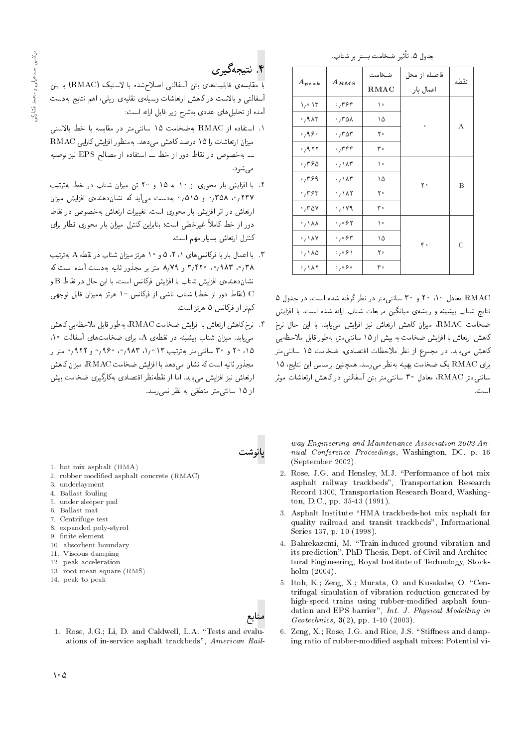جدول ۵. تأثیر ضخامت بستر بر شتاب.

| نقطه | فاصله از محل اعمال بار | ضخامت RMAC | $A_{RMS}$ | $A_{peak}$ |
|---|---|---|---|---|
| A | ۰ | ۱۰ | ۰٫۳۶۴ | ۱٫۰۱۳ |
| | | ۱۵ | ۰٫۳۵۸ | ۰٫۹۸۳ |
| | | ۲۰ | ۰٫۳۵۳ | ۰٫۹۶۰ |
| | | ۳۰ | ۰٫۳۴۴ | ۰٫۹۲۲ |
| B | ۲۰ | ۱۰ | ۰٫۱۸۳ | ۰٫۳۶۵ |
| | | ۱۵ | ۰٫۱۸۳ | ۰٫۳۶۹ |
| | | ۲۰ | ۰٫۱۸۲ | ۰٫۳۶۳ |
| | | ۳۰ | ۰٫۱۷۹ | ۰٫۳۵۷ |
| C | ۴۰ | ۱۰ | ۰٫۰۶۲ | ۰٫۱۸۸ |
| | | ۱۵ | ۰٫۰۶۳ | ۰٫۱۸۷ |
| | | ۲۰ | ۰٫۰۶۱ | ۰٫۱۸۵ |
| | | ۳۰ | ۰٫۰۶۰ | ۰٫۱۸۲ |

RMAC معادل ۱۰، ۲۰ و ۳۰ سانتی‌متر در نظر گرفته شده است. در جدول ۵ نتایج شتاب بیشینه و ریشه‌ی میانگین مربعات شتاب ارائه شده است. با افزایش ضخامت RMAC، میزان کاهش ارتعاش نیز افزایش می‌یابد. با این حال نرخ کاهش ارتعاش با افزایش ضخامت به بیش از ۱۵ سانتی‌متر، به‌طور قابل ملاحظه‌یی کاهش می‌یابد. در مجموع از نظر ملاحظات اقتصادی، ضخامت ۱۵ سانتی‌متر برای RMAC یک ضخامت بهینه به‌نظر می‌رسد. همچنین براساس این نتایج، ۱۵ سانتی‌متر RMAC، معادل ۳۰ سانتی‌متر بتن آسفالتی در کاهش ارتعاشات موثر است.

## ۴. نتیجه‌گیری

با مقایسه‌ی قابلیت‌های بتن آسفالتی اصلاح‌شده با لاستیک (RMAC) با بتن آسفالتی و بالاست در کاهش ارتعاشات وسیله‌ی نقلیه‌ی ریلی، اهم نتایج به‌دست آمده از تحلیل‌های عددی به‌شرح زیر قابل ارائه است:

۱. استفاده از RMAC به‌ضخامت ۱۵ سانتی‌متر در مقایسه با خط بالاستی میزان ارتعاشات را ۱۵ درصد کاهش می‌دهد. به‌منظور افزایش کارایی RMAC ــ به‌خصوص در نقاط دور از خط ــ استفاده از مصالح EPS نیز توصیه می‌شود.

۲. با افزایش بار محوری از ۱۰ به ۱۵ و ۲۰ تن میزان شتاب در خط به‌ترتیب ۰٫۲۳۷، ۰٫۳۵۸ و ۰٫۵۱۵ به‌دست می‌آید که نشان‌دهنده‌ی افزایش میزان ارتعاش در اثر افزایش بار محوری است. تغییرات ارتعاش به‌خصوص در نقاط دور از خط کاملاً غیرخطی است؛ بنابراین کنترل میزان بار محوری قطار برای کنترل ارتعاش بسیار مهم است.

۳. با اعمال بار با فرکانس‌های ۱، ۲، ۵ و ۱۰ هرتز میزان شتاب در نقطه A به‌ترتیب ۰٫۳۸، ۰٫۹۸۳، ۳٫۴۲۰ و ۸٫۷۹ متر بر مجذور ثانیه به‌دست آمده است که نشان‌دهنده‌ی افزایش شتاب با افزایش فرکانس است. با این حال در نقاط B و C (نقاط دور از خط) شتاب ناشی از فرکانس ۱۰ هرتز به‌میزان قابل توجهی کم‌تر از فرکانس ۵ هرتز است.

۴. نرخ کاهش ارتعاش با افزایش ضخامت RMAC، به‌طور قابل ملاحظه‌یی کاهش می‌یابد. میزان شتاب بیشینه در نقطه‌ی A، برای ضخامت‌های آسفالت ۱۰، ۱۵، ۲۰ و ۳۰ سانتی‌متر به‌ترتیب ۱٫۰۱۳، ۰٫۹۸۳، ۰٫۹۶۰ و ۰٫۹۲۲ متر بر مجذور ثانیه است که نشان می‌دهد با افزایش ضخامت RMAC، میزان کاهش ارتعاش نیز افزایش می‌یابد. اما از نقطه‌نظر اقتصادی به‌کارگیری ضخامت بیش از ۱۵ سانتی‌متر منطقی به نظر نمی‌رسد.

## پانوشت

1. hot mix asphalt (HMA)
2. rubber modified asphalt concrete (RMAC)
3. underlayment
4. Ballast fouling
5. under sleeper pad
6. Ballast mat
7. Centrifuge test
8. expanded poly-styrol
9. finite element
10. absorbent boundary
11. Viscous damping
12. peak acceleration
13. root mean square (RMS)
14. peak to peak

## منابع

1. Rose, J.G.; Li, D. and Caldwell, L.A. "Tests and evaluations of in-service asphalt trackbeds", *American Railway Engineering and Maintenance Association 2002 Annual Conference Proceedings*, Washington, DC, p. 16 (September 2002).
2. Rose, J.G. and Hensley, M.J. "Performance of hot mix asphalt railway trackbeds", Transportation Research Record 1300, Transportation Research Board, Washington, D.C., pp. 35-43 (1991).
3. Asphalt Institute "HMA trackbeds-hot mix asphalt for quality railroad and transit trackbeds", Informational Series 137, p. 10 (1998).
4. Bahrekazemi, M. "Train-induced ground vibration and its prediction", PhD Thesis, Dept. of Civil and Architectural Engineering, Royal Institute of Technology, Stockholm (2004).
5. Itoh, K.; Zeng, X.; Murata, O. and Kusakabe, O. "Centrifugal simulation of vibration reduction generated by high-speed trains using rubber-modified asphalt foundation and EPS barrier", *Int. J. Physical Modelling in Geotechnics*, 3(2), pp. 1-10 (2003).
6. Zeng, X.; Rose, J.G. and Rice, J.S. "Stiffness and damping ratio of rubber-modified asphalt mixes: Potential vi-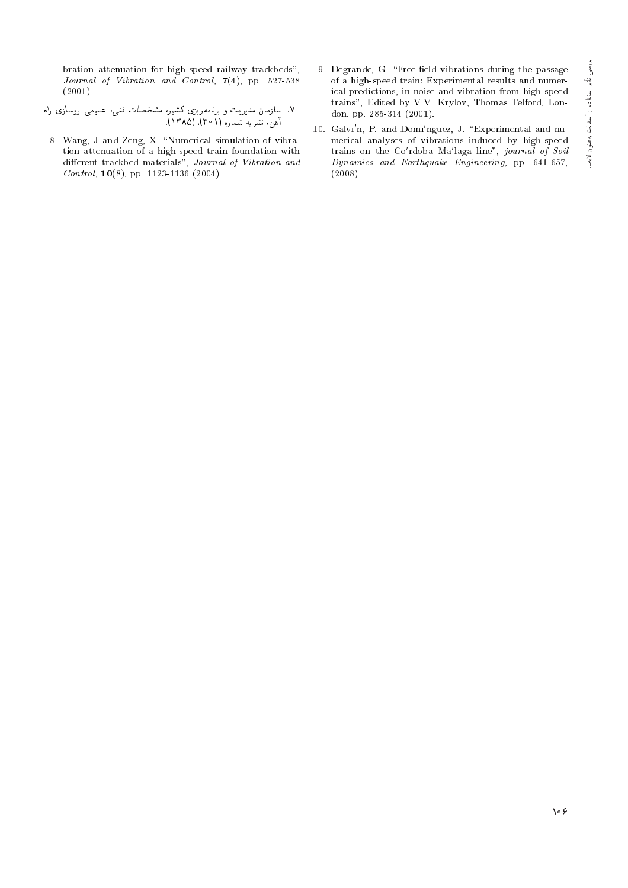bration attenuation for high-speed railway trackbeds", *Journal of Vibration and Control,* **7**(4), pp. 527-538 (2001).

۷. سازمان مدیریت و برنامه‌ریزی کشور، مشخصات فنی، عمومی روسازی راه آهن، نشریه شماره (۳۰۱)، (۱۳۸۵).

8. Wang, J and Zeng, X. "Numerical simulation of vibration attenuation of a high-speed train foundation with different trackbed materials", *Journal of Vibration and Control,* **10**(8), pp. 1123-1136 (2004).

9. Degrande, G. "Free-field vibrations during the passage of a high-speed train: Experimental results and numerical predictions, in noise and vibration from high-speed trains", Edited by V.V. Krylov, Thomas Telford, London, pp. 285-314 (2001).

10. Galvı′n, P. and Domı′nguez, J. "Experimental and numerical analyses of vibrations induced by high-speed trains on the Co′rdoba–Ma′laga line", *journal of Soil Dynamics and Earthquake Engineering,* pp. 641-657, (2008).